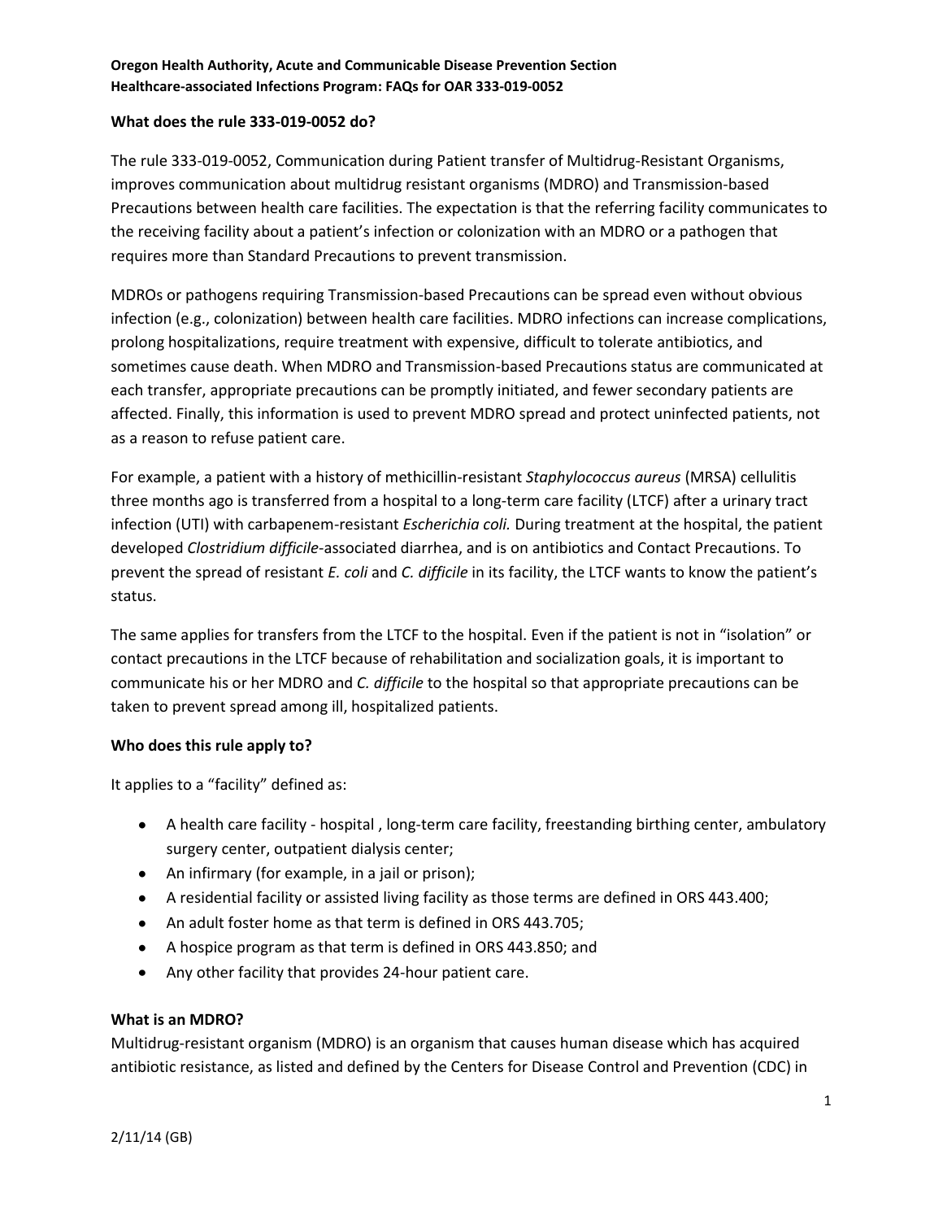**Oregon Health Authority, Acute and Communicable Disease Prevention Section**
**Healthcare-associated Infections Program: FAQs for OAR 333-019-0052**

## What does the rule 333-019-0052 do?

The rule 333-019-0052, Communication during Patient transfer of Multidrug-Resistant Organisms, improves communication about multidrug resistant organisms (MDRO) and Transmission-based Precautions between health care facilities. The expectation is that the referring facility communicates to the receiving facility about a patient's infection or colonization with an MDRO or a pathogen that requires more than Standard Precautions to prevent transmission.

MDROs or pathogens requiring Transmission-based Precautions can be spread even without obvious infection (e.g., colonization) between health care facilities. MDRO infections can increase complications, prolong hospitalizations, require treatment with expensive, difficult to tolerate antibiotics, and sometimes cause death. When MDRO and Transmission-based Precautions status are communicated at each transfer, appropriate precautions can be promptly initiated, and fewer secondary patients are affected. Finally, this information is used to prevent MDRO spread and protect uninfected patients, not as a reason to refuse patient care.

For example, a patient with a history of methicillin-resistant *Staphylococcus aureus* (MRSA) cellulitis three months ago is transferred from a hospital to a long-term care facility (LTCF) after a urinary tract infection (UTI) with carbapenem-resistant *Escherichia coli.* During treatment at the hospital, the patient developed *Clostridium difficile*-associated diarrhea, and is on antibiotics and Contact Precautions. To prevent the spread of resistant *E. coli* and *C. difficile* in its facility, the LTCF wants to know the patient's status.

The same applies for transfers from the LTCF to the hospital. Even if the patient is not in "isolation" or contact precautions in the LTCF because of rehabilitation and socialization goals, it is important to communicate his or her MDRO and *C. difficile* to the hospital so that appropriate precautions can be taken to prevent spread among ill, hospitalized patients.

## Who does this rule apply to?

It applies to a "facility" defined as:

- A health care facility - hospital , long-term care facility, freestanding birthing center, ambulatory surgery center, outpatient dialysis center;
- An infirmary (for example, in a jail or prison);
- A residential facility or assisted living facility as those terms are defined in ORS 443.400;
- An adult foster home as that term is defined in ORS 443.705;
- A hospice program as that term is defined in ORS 443.850; and
- Any other facility that provides 24-hour patient care.

## What is an MDRO?

Multidrug-resistant organism (MDRO) is an organism that causes human disease which has acquired antibiotic resistance, as listed and defined by the Centers for Disease Control and Prevention (CDC) in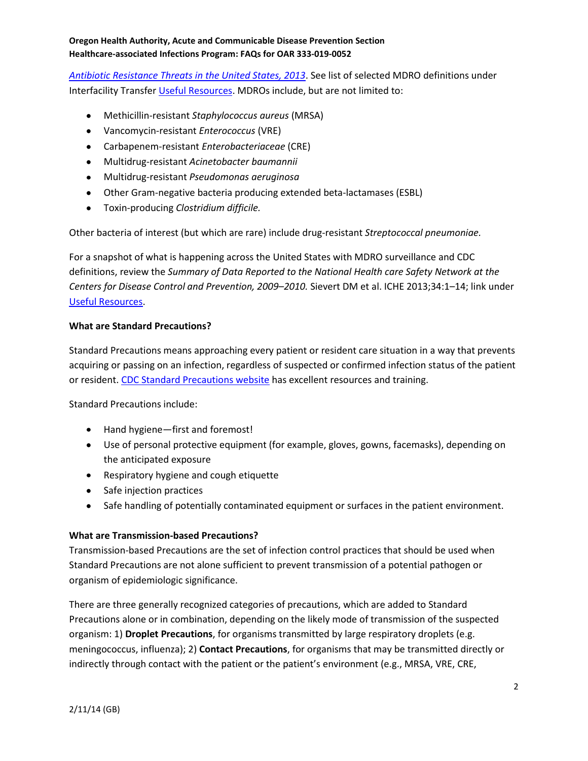*Antibiotic Resistance Threats in the United States, 2013*. See list of selected MDRO definitions under Interfacility Transfer Useful Resources. MDROs include, but are not limited to:

- Methicillin-resistant *Staphylococcus aureus* (MRSA)
- Vancomycin-resistant *Enterococcus* (VRE)
- Carbapenem-resistant *Enterobacteriaceae* (CRE)
- Multidrug-resistant *Acinetobacter baumannii*
- Multidrug-resistant *Pseudomonas aeruginosa*
- Other Gram-negative bacteria producing extended beta-lactamases (ESBL)
- Toxin-producing *Clostridium difficile.*

Other bacteria of interest (but which are rare) include drug-resistant *Streptococcal pneumoniae.*

For a snapshot of what is happening across the United States with MDRO surveillance and CDC definitions, review the *Summary of Data Reported to the National Health care Safety Network at the Centers for Disease Control and Prevention, 2009–2010.* Sievert DM et al. ICHE 2013;34:1–14; link under Useful Resources.

**What are Standard Precautions?**

Standard Precautions means approaching every patient or resident care situation in a way that prevents acquiring or passing on an infection, regardless of suspected or confirmed infection status of the patient or resident. CDC Standard Precautions website has excellent resources and training.

Standard Precautions include:

- Hand hygiene—first and foremost!
- Use of personal protective equipment (for example, gloves, gowns, facemasks), depending on the anticipated exposure
- Respiratory hygiene and cough etiquette
- Safe injection practices
- Safe handling of potentially contaminated equipment or surfaces in the patient environment.

**What are Transmission-based Precautions?**

Transmission-based Precautions are the set of infection control practices that should be used when Standard Precautions are not alone sufficient to prevent transmission of a potential pathogen or organism of epidemiologic significance.

There are three generally recognized categories of precautions, which are added to Standard Precautions alone or in combination, depending on the likely mode of transmission of the suspected organism: 1) **Droplet Precautions**, for organisms transmitted by large respiratory droplets (e.g. meningococcus, influenza); 2) **Contact Precautions**, for organisms that may be transmitted directly or indirectly through contact with the patient or the patient's environment (e.g., MRSA, VRE, CRE,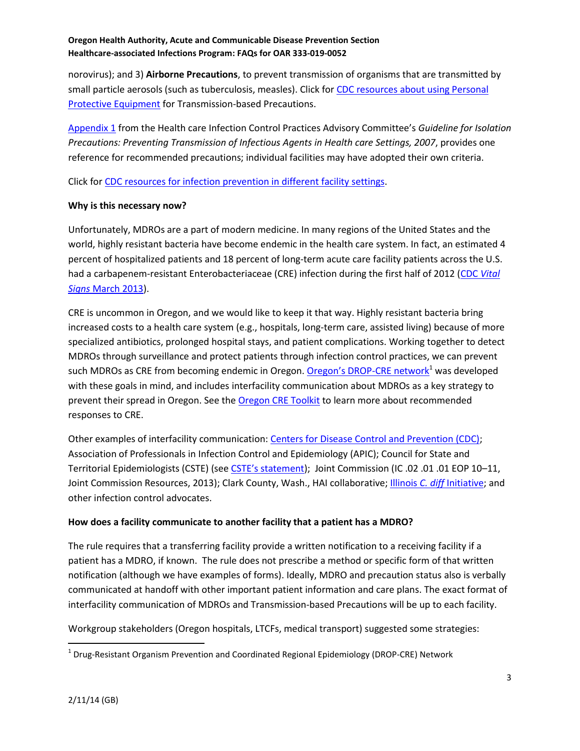norovirus); and 3) **Airborne Precautions**, to prevent transmission of organisms that are transmitted by small particle aerosols (such as tuberculosis, measles). Click for CDC resources about using Personal Protective Equipment for Transmission-based Precautions.

Appendix 1 from the Health care Infection Control Practices Advisory Committee's *Guideline for Isolation Precautions: Preventing Transmission of Infectious Agents in Health care Settings, 2007*, provides one reference for recommended precautions; individual facilities may have adopted their own criteria.

Click for CDC resources for infection prevention in different facility settings.

**Why is this necessary now?**

Unfortunately, MDROs are a part of modern medicine. In many regions of the United States and the world, highly resistant bacteria have become endemic in the health care system. In fact, an estimated 4 percent of hospitalized patients and 18 percent of long-term acute care facility patients across the U.S. had a carbapenem-resistant Enterobacteriaceae (CRE) infection during the first half of 2012 (CDC *Vital Signs* March 2013).

CRE is uncommon in Oregon, and we would like to keep it that way. Highly resistant bacteria bring increased costs to a health care system (e.g., hospitals, long-term care, assisted living) because of more specialized antibiotics, prolonged hospital stays, and patient complications. Working together to detect MDROs through surveillance and protect patients through infection control practices, we can prevent such MDROs as CRE from becoming endemic in Oregon. Oregon's DROP-CRE network[1] was developed with these goals in mind, and includes interfacility communication about MDROs as a key strategy to prevent their spread in Oregon. See the Oregon CRE Toolkit to learn more about recommended responses to CRE.

Other examples of interfacility communication: Centers for Disease Control and Prevention (CDC); Association of Professionals in Infection Control and Epidemiology (APIC); Council for State and Territorial Epidemiologists (CSTE) (see CSTE's statement); Joint Commission (IC .02 .01 .01 EOP 10–11, Joint Commission Resources, 2013); Clark County, Wash., HAI collaborative; Illinois *C. diff* Initiative; and other infection control advocates.

**How does a facility communicate to another facility that a patient has a MDRO?**

The rule requires that a transferring facility provide a written notification to a receiving facility if a patient has a MDRO, if known. The rule does not prescribe a method or specific form of that written notification (although we have examples of forms). Ideally, MDRO and precaution status also is verbally communicated at handoff with other important patient information and care plans. The exact format of interfacility communication of MDROs and Transmission-based Precautions will be up to each facility.

Workgroup stakeholders (Oregon hospitals, LTCFs, medical transport) suggested some strategies:

[1] Drug-Resistant Organism Prevention and Coordinated Regional Epidemiology (DROP-CRE) Network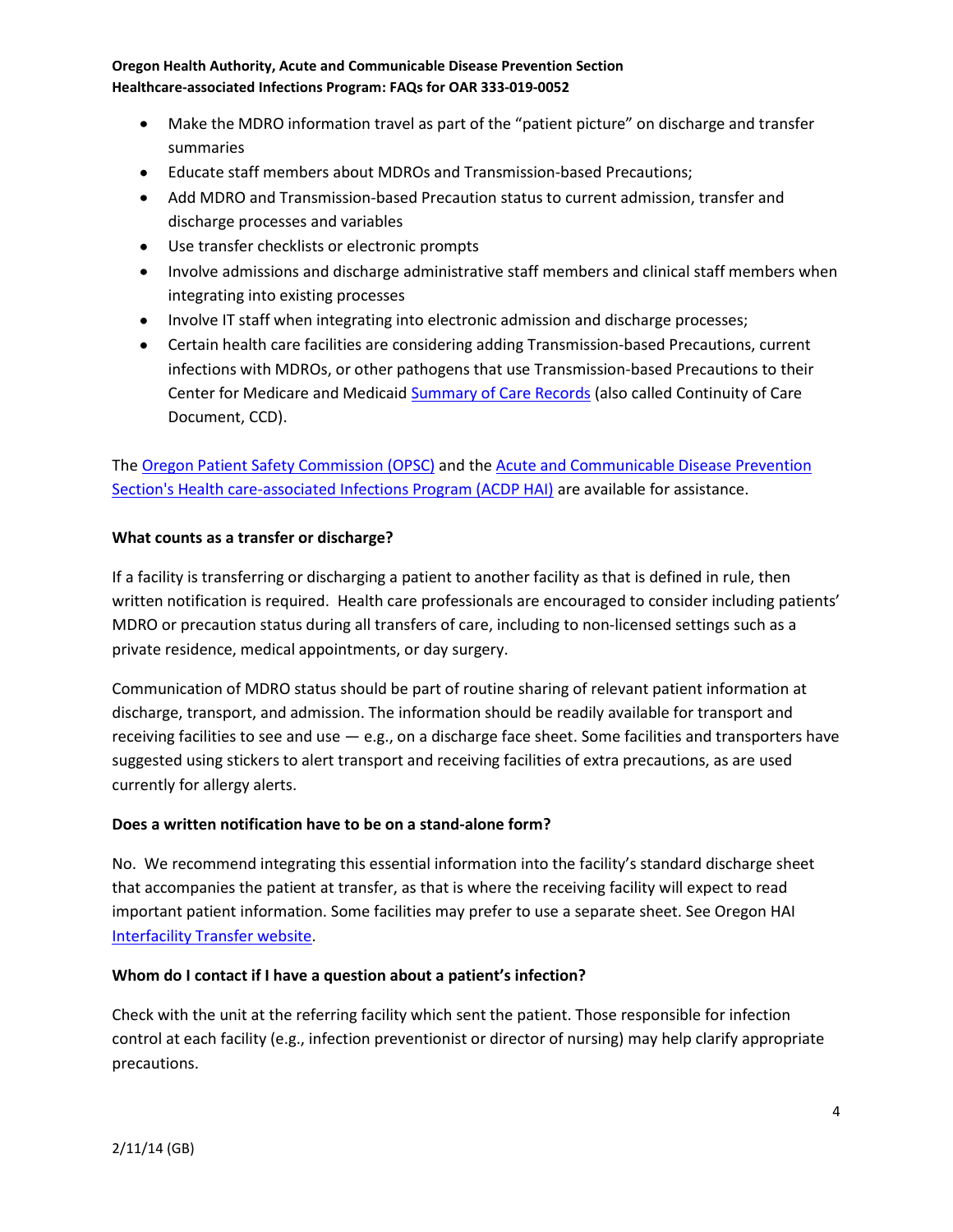- Make the MDRO information travel as part of the "patient picture" on discharge and transfer summaries
- Educate staff members about MDROs and Transmission-based Precautions;
- Add MDRO and Transmission-based Precaution status to current admission, transfer and discharge processes and variables
- Use transfer checklists or electronic prompts
- Involve admissions and discharge administrative staff members and clinical staff members when integrating into existing processes
- Involve IT staff when integrating into electronic admission and discharge processes;
- Certain health care facilities are considering adding Transmission-based Precautions, current infections with MDROs, or other pathogens that use Transmission-based Precautions to their Center for Medicare and Medicaid Summary of Care Records (also called Continuity of Care Document, CCD).

The Oregon Patient Safety Commission (OPSC) and the Acute and Communicable Disease Prevention Section's Health care-associated Infections Program (ACDP HAI) are available for assistance.

**What counts as a transfer or discharge?**

If a facility is transferring or discharging a patient to another facility as that is defined in rule, then written notification is required. Health care professionals are encouraged to consider including patients' MDRO or precaution status during all transfers of care, including to non-licensed settings such as a private residence, medical appointments, or day surgery.

Communication of MDRO status should be part of routine sharing of relevant patient information at discharge, transport, and admission. The information should be readily available for transport and receiving facilities to see and use — e.g., on a discharge face sheet. Some facilities and transporters have suggested using stickers to alert transport and receiving facilities of extra precautions, as are used currently for allergy alerts.

**Does a written notification have to be on a stand-alone form?**

No. We recommend integrating this essential information into the facility's standard discharge sheet that accompanies the patient at transfer, as that is where the receiving facility will expect to read important patient information. Some facilities may prefer to use a separate sheet. See Oregon HAI Interfacility Transfer website.

**Whom do I contact if I have a question about a patient's infection?**

Check with the unit at the referring facility which sent the patient. Those responsible for infection control at each facility (e.g., infection preventionist or director of nursing) may help clarify appropriate precautions.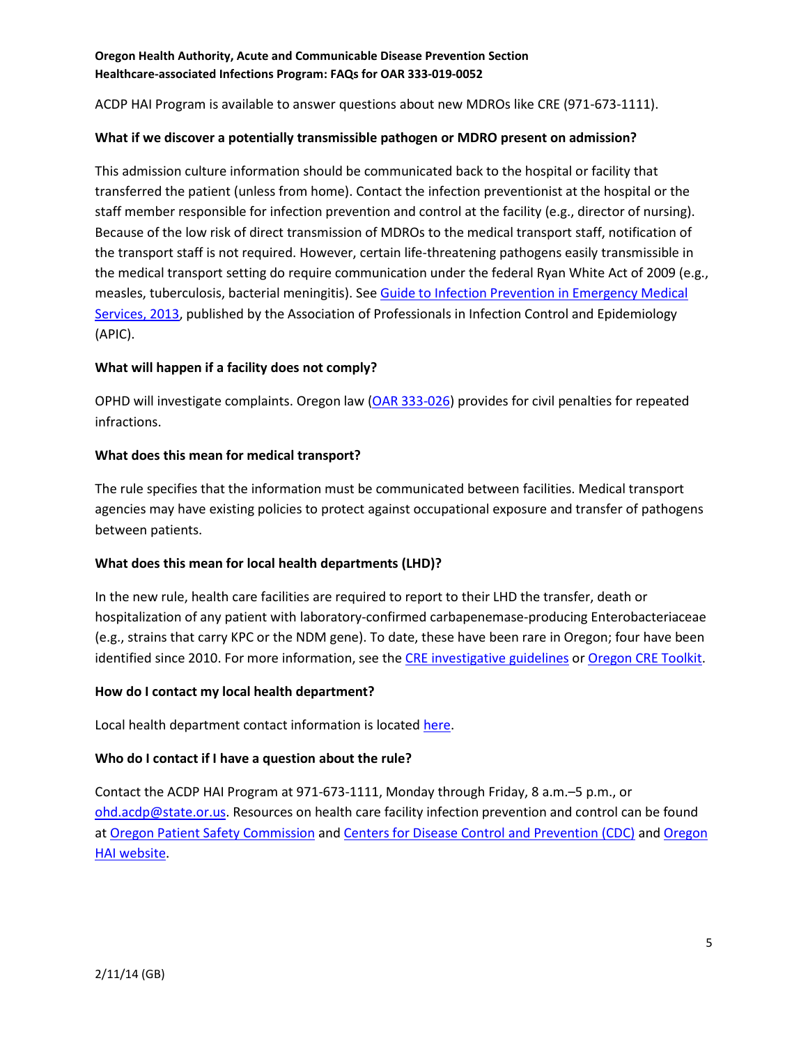ACDP HAI Program is available to answer questions about new MDROs like CRE (971-673-1111).

**What if we discover a potentially transmissible pathogen or MDRO present on admission?**

This admission culture information should be communicated back to the hospital or facility that transferred the patient (unless from home). Contact the infection preventionist at the hospital or the staff member responsible for infection prevention and control at the facility (e.g., director of nursing). Because of the low risk of direct transmission of MDROs to the medical transport staff, notification of the transport staff is not required. However, certain life-threatening pathogens easily transmissible in the medical transport setting do require communication under the federal Ryan White Act of 2009 (e.g., measles, tuberculosis, bacterial meningitis). See Guide to Infection Prevention in Emergency Medical Services, 2013, published by the Association of Professionals in Infection Control and Epidemiology (APIC).

**What will happen if a facility does not comply?**

OPHD will investigate complaints. Oregon law (OAR 333-026) provides for civil penalties for repeated infractions.

**What does this mean for medical transport?**

The rule specifies that the information must be communicated between facilities. Medical transport agencies may have existing policies to protect against occupational exposure and transfer of pathogens between patients.

**What does this mean for local health departments (LHD)?**

In the new rule, health care facilities are required to report to their LHD the transfer, death or hospitalization of any patient with laboratory-confirmed carbapenemase-producing Enterobacteriaceae (e.g., strains that carry KPC or the NDM gene). To date, these have been rare in Oregon; four have been identified since 2010. For more information, see the CRE investigative guidelines or Oregon CRE Toolkit.

**How do I contact my local health department?**

Local health department contact information is located here.

**Who do I contact if I have a question about the rule?**

Contact the ACDP HAI Program at 971-673-1111, Monday through Friday, 8 a.m.–5 p.m., or ohd.acdp@state.or.us. Resources on health care facility infection prevention and control can be found at Oregon Patient Safety Commission and Centers for Disease Control and Prevention (CDC) and Oregon HAI website.